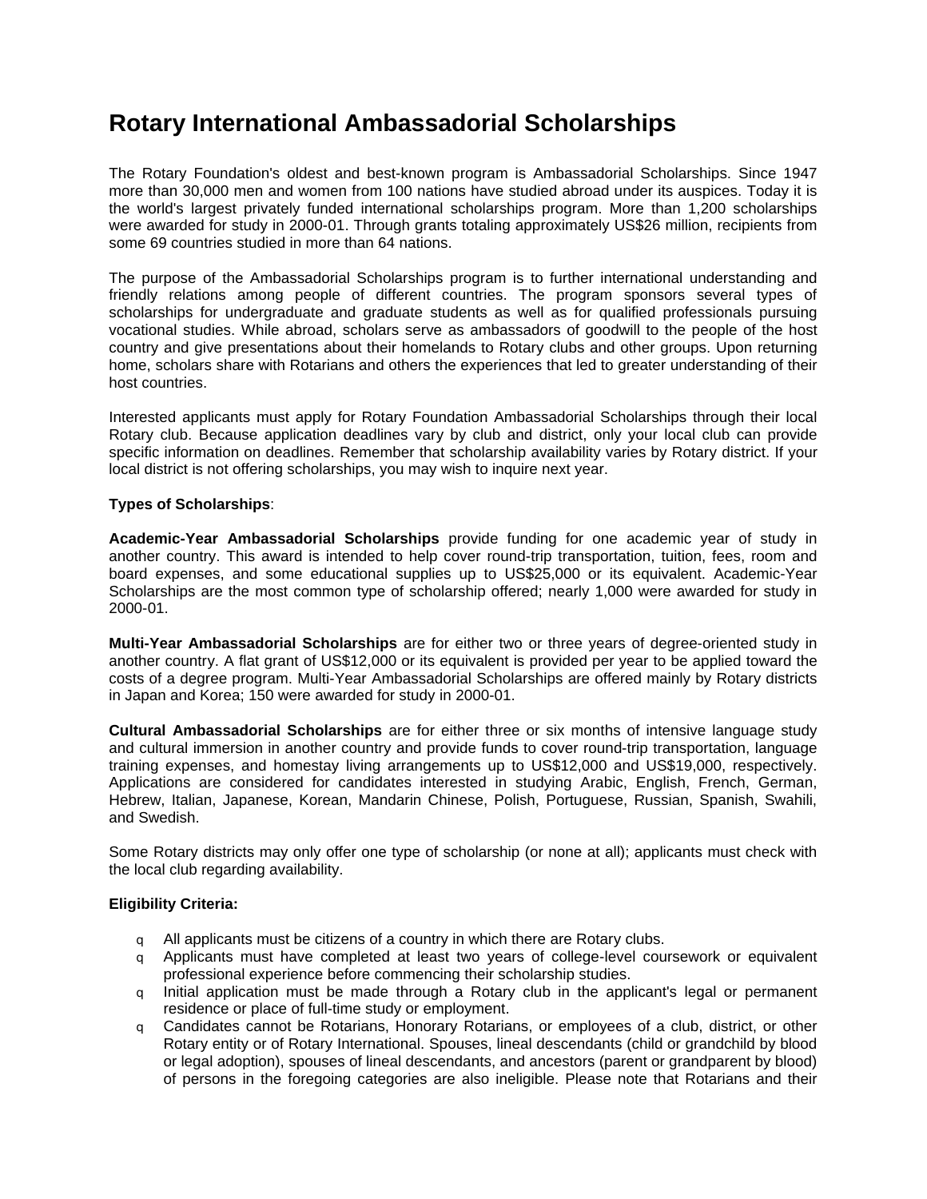# Rotary International Ambassadorial Scholarships

The Rotary Foundation's oldest and best-known program is Ambassadorial Scholarships. Since 1947 more than 30,000 men and women from 100 nations have studied abroad under its auspices. Today it is the world's largest privately funded international scholarships program. More than 1,200 scholarships were awarded for study in 2000-01. Through grants totaling approximately US$26 million, recipients from some 69 countries studied in more than 64 nations.

The purpose of the Ambassadorial Scholarships program is to further international understanding and friendly relations among people of different countries. The program sponsors several types of scholarships for undergraduate and graduate students as well as for qualified professionals pursuing vocational studies. While abroad, scholars serve as ambassadors of goodwill to the people of the host country and give presentations about their homelands to Rotary clubs and other groups. Upon returning home, scholars share with Rotarians and others the experiences that led to greater understanding of their host countries.

Interested applicants must apply for Rotary Foundation Ambassadorial Scholarships through their local Rotary club. Because application deadlines vary by club and district, only your local club can provide specific information on deadlines. Remember that scholarship availability varies by Rotary district. If your local district is not offering scholarships, you may wish to inquire next year.

**Types of Scholarships**:

**Academic-Year Ambassadorial Scholarships** provide funding for one academic year of study in another country. This award is intended to help cover round-trip transportation, tuition, fees, room and board expenses, and some educational supplies up to US$25,000 or its equivalent. Academic-Year Scholarships are the most common type of scholarship offered; nearly 1,000 were awarded for study in 2000-01.

**Multi-Year Ambassadorial Scholarships** are for either two or three years of degree-oriented study in another country. A flat grant of US$12,000 or its equivalent is provided per year to be applied toward the costs of a degree program. Multi-Year Ambassadorial Scholarships are offered mainly by Rotary districts in Japan and Korea; 150 were awarded for study in 2000-01.

**Cultural Ambassadorial Scholarships** are for either three or six months of intensive language study and cultural immersion in another country and provide funds to cover round-trip transportation, language training expenses, and homestay living arrangements up to US$12,000 and US$19,000, respectively. Applications are considered for candidates interested in studying Arabic, English, French, German, Hebrew, Italian, Japanese, Korean, Mandarin Chinese, Polish, Portuguese, Russian, Spanish, Swahili, and Swedish.

Some Rotary districts may only offer one type of scholarship (or none at all); applicants must check with the local club regarding availability.

**Eligibility Criteria:**

- All applicants must be citizens of a country in which there are Rotary clubs.
- Applicants must have completed at least two years of college-level coursework or equivalent professional experience before commencing their scholarship studies.
- Initial application must be made through a Rotary club in the applicant's legal or permanent residence or place of full-time study or employment.
- Candidates cannot be Rotarians, Honorary Rotarians, or employees of a club, district, or other Rotary entity or of Rotary International. Spouses, lineal descendants (child or grandchild by blood or legal adoption), spouses of lineal descendants, and ancestors (parent or grandparent by blood) of persons in the foregoing categories are also ineligible. Please note that Rotarians and their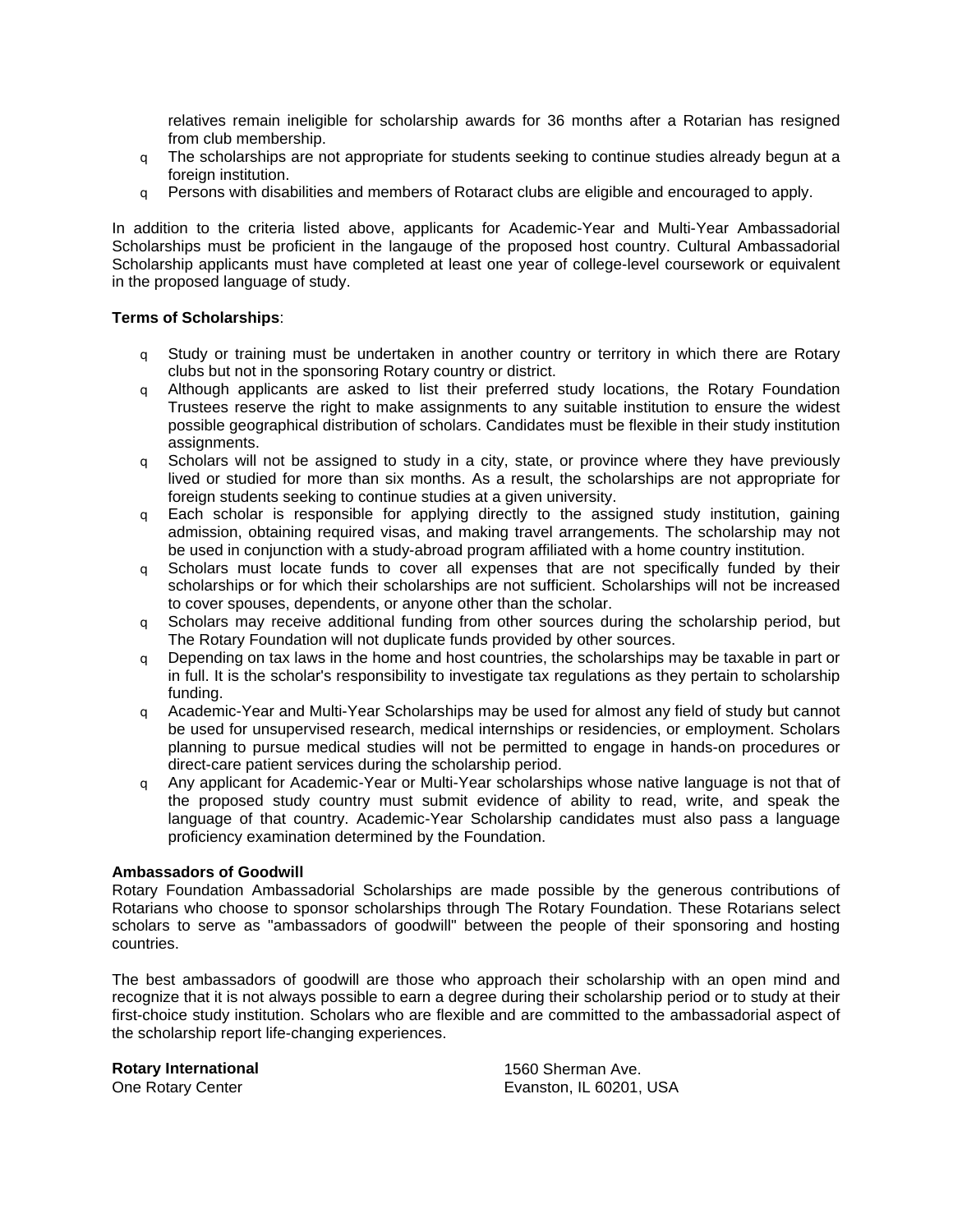relatives remain ineligible for scholarship awards for 36 months after a Rotarian has resigned from club membership.

- The scholarships are not appropriate for students seeking to continue studies already begun at a foreign institution.
- Persons with disabilities and members of Rotaract clubs are eligible and encouraged to apply.

In addition to the criteria listed above, applicants for Academic-Year and Multi-Year Ambassadorial Scholarships must be proficient in the langauge of the proposed host country. Cultural Ambassadorial Scholarship applicants must have completed at least one year of college-level coursework or equivalent in the proposed language of study.

**Terms of Scholarships**:

- Study or training must be undertaken in another country or territory in which there are Rotary clubs but not in the sponsoring Rotary country or district.
- Although applicants are asked to list their preferred study locations, the Rotary Foundation Trustees reserve the right to make assignments to any suitable institution to ensure the widest possible geographical distribution of scholars. Candidates must be flexible in their study institution assignments.
- Scholars will not be assigned to study in a city, state, or province where they have previously lived or studied for more than six months. As a result, the scholarships are not appropriate for foreign students seeking to continue studies at a given university.
- Each scholar is responsible for applying directly to the assigned study institution, gaining admission, obtaining required visas, and making travel arrangements. The scholarship may not be used in conjunction with a study-abroad program affiliated with a home country institution.
- Scholars must locate funds to cover all expenses that are not specifically funded by their scholarships or for which their scholarships are not sufficient. Scholarships will not be increased to cover spouses, dependents, or anyone other than the scholar.
- Scholars may receive additional funding from other sources during the scholarship period, but The Rotary Foundation will not duplicate funds provided by other sources.
- Depending on tax laws in the home and host countries, the scholarships may be taxable in part or in full. It is the scholar's responsibility to investigate tax regulations as they pertain to scholarship funding.
- Academic-Year and Multi-Year Scholarships may be used for almost any field of study but cannot be used for unsupervised research, medical internships or residencies, or employment. Scholars planning to pursue medical studies will not be permitted to engage in hands-on procedures or direct-care patient services during the scholarship period.
- Any applicant for Academic-Year or Multi-Year scholarships whose native language is not that of the proposed study country must submit evidence of ability to read, write, and speak the language of that country. Academic-Year Scholarship candidates must also pass a language proficiency examination determined by the Foundation.

**Ambassadors of Goodwill**

Rotary Foundation Ambassadorial Scholarships are made possible by the generous contributions of Rotarians who choose to sponsor scholarships through The Rotary Foundation. These Rotarians select scholars to serve as "ambassadors of goodwill" between the people of their sponsoring and hosting countries.

The best ambassadors of goodwill are those who approach their scholarship with an open mind and recognize that it is not always possible to earn a degree during their scholarship period or to study at their first-choice study institution. Scholars who are flexible and are committed to the ambassadorial aspect of the scholarship report life-changing experiences.

**Rotary International**
One Rotary Center
1560 Sherman Ave.
Evanston, IL 60201, USA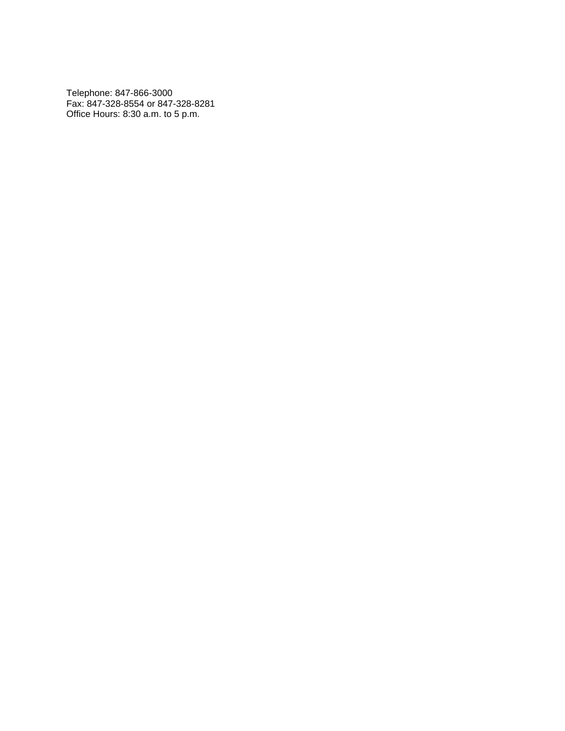Telephone: 847-866-3000
Fax: 847-328-8554 or 847-328-8281
Office Hours: 8:30 a.m. to 5 p.m.